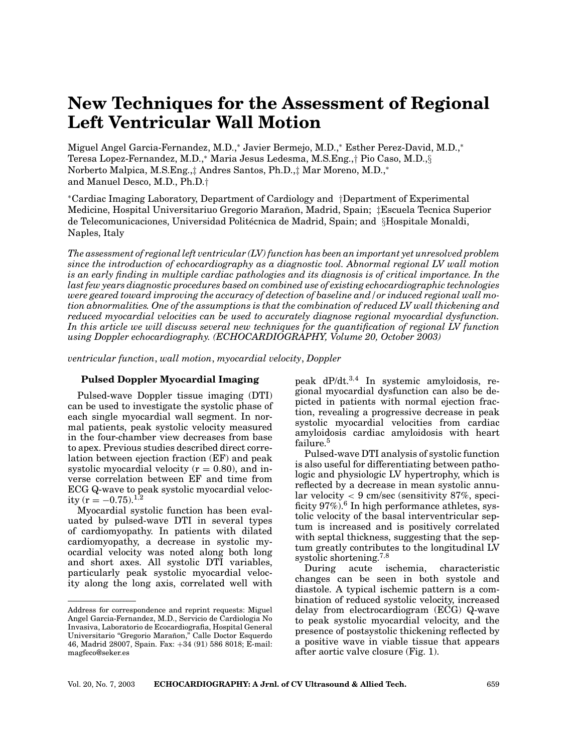# New Techniques for the Assessment of Regional Left Ventricular Wall Motion

Miguel Angel Garcia-Fernandez, M.D.,* Javier Bermejo, M.D.,* Esther Perez-David, M.D.,* Teresa Lopez-Fernandez, M.D.,* Maria Jesus Ledesma, M.S.Eng.,† Pio Caso, M.D.,§ Norberto Malpica, M.S.Eng.,‡ Andres Santos, Ph.D.,‡ Mar Moreno, M.D.,* and Manuel Desco, M.D., Ph.D.†

*Cardiac Imaging Laboratory, Department of Cardiology and †Department of Experimental Medicine, Hospital Universitariuo Gregorio Marañon, Madrid, Spain; ‡Escuela Tecnica Superior de Telecomunicaciones, Universidad Politécnica de Madrid, Spain; and §Hospitale Monaldi, Naples, Italy

*The assessment of regional left ventricular (LV) function has been an important yet unresolved problem since the introduction of echocardiography as a diagnostic tool. Abnormal regional LV wall motion is an early finding in multiple cardiac pathologies and its diagnosis is of critical importance. In the last few years diagnostic procedures based on combined use of existing echocardiographic technologies were geared toward improving the accuracy of detection of baseline and/or induced regional wall motion abnormalities. One of the assumptions is that the combination of reduced LV wall thickening and reduced myocardial velocities can be used to accurately diagnose regional myocardial dysfunction. In this article we will discuss several new techniques for the quantification of regional LV function using Doppler echocardiography. (ECHOCARDIOGRAPHY, Volume 20, October 2003)*

*ventricular function, wall motion, myocardial velocity, Doppler*

## Pulsed Doppler Myocardial Imaging

Pulsed-wave Doppler tissue imaging (DTI) can be used to investigate the systolic phase of each single myocardial wall segment. In normal patients, peak systolic velocity measured in the four-chamber view decreases from base to apex. Previous studies described direct correlation between ejection fraction (EF) and peak systolic myocardial velocity ($r = 0.80$), and inverse correlation between EF and time from ECG Q-wave to peak systolic myocardial velocity ($r = -0.75$).[1,2]

Myocardial systolic function has been evaluated by pulsed-wave DTI in several types of cardiomyopathy. In patients with dilated cardiomyopathy, a decrease in systolic myocardial velocity was noted along both long and short axes. All systolic DTI variables, particularly peak systolic myocardial velocity along the long axis, correlated well with peak dP/dt.[3,4] In systemic amyloidosis, regional myocardial dysfunction can also be depicted in patients with normal ejection fraction, revealing a progressive decrease in peak systolic myocardial velocities from cardiac amyloidosis cardiac amyloidosis with heart failure.[5]

Pulsed-wave DTI analysis of systolic function is also useful for differentiating between pathologic and physiologic LV hypertrophy, which is reflected by a decrease in mean systolic annular velocity < 9 cm/sec (sensitivity 87%, specificity 97%).[6] In high performance athletes, systolic velocity of the basal interventricular septum is increased and is positively correlated with septal thickness, suggesting that the septum greatly contributes to the longitudinal LV systolic shortening.[7,8]

During acute ischemia, characteristic changes can be seen in both systole and diastole. A typical ischemic pattern is a combination of reduced systolic velocity, increased delay from electrocardiogram (ECG) Q-wave to peak systolic myocardial velocity, and the presence of postsystolic thickening reflected by a positive wave in viable tissue that appears after aortic valve closure (Fig. 1).

Address for correspondence and reprint requests: Miguel Angel Garcia-Fernandez, M.D., Servicio de Cardiologia No Invasiva, Laboratorio de Ecocardiografia, Hospital General Universitario "Gregorio Marañon," Calle Doctor Esquerdo 46, Madrid 28007, Spain. Fax: +34 (91) 586 8018; E-mail: magfeco@seker.es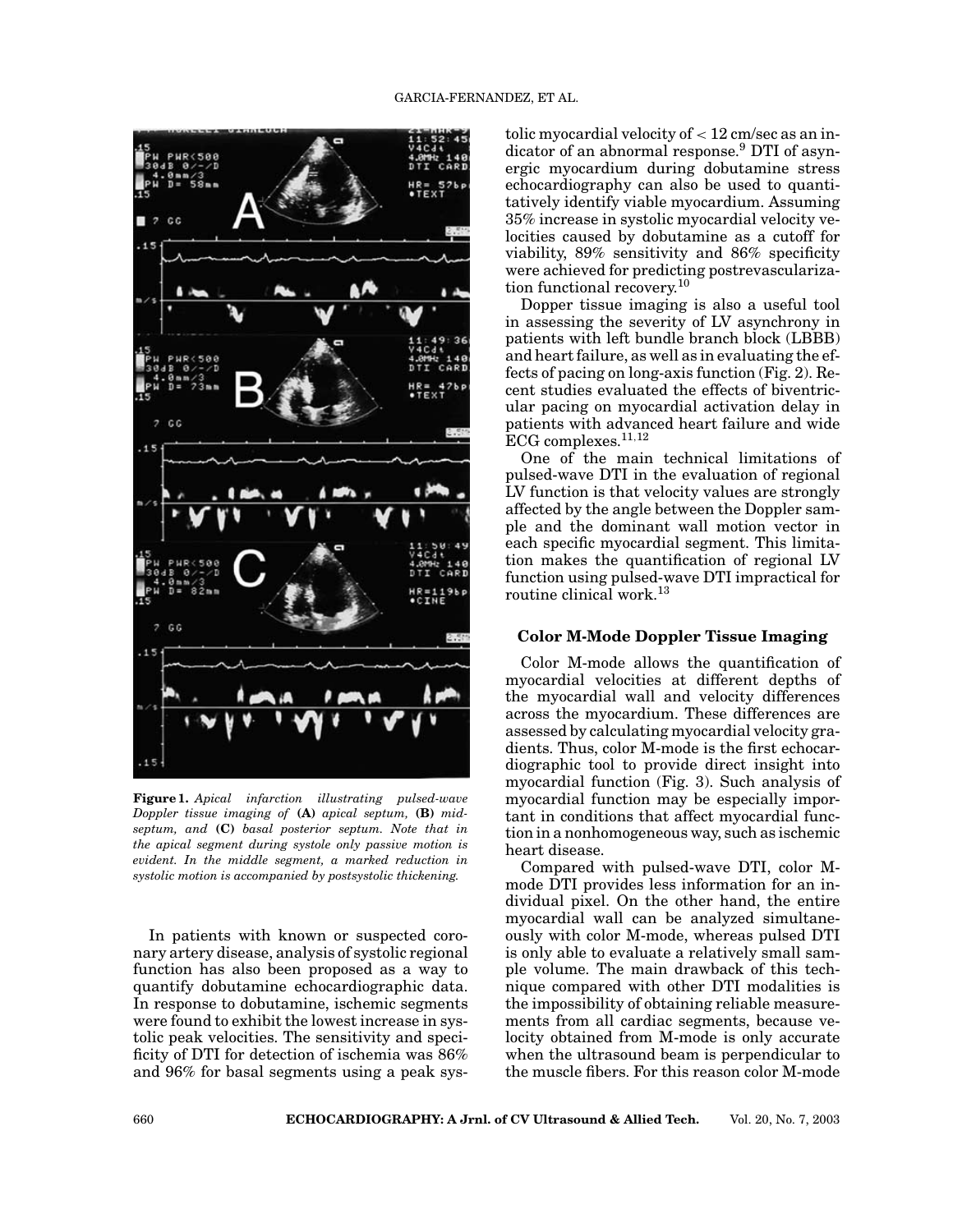**Figure 1.** *Apical infarction illustrating pulsed-wave Doppler tissue imaging of* **(A)** *apical septum,* **(B)** *mid-septum, and* **(C)** *basal posterior septum. Note that in the apical segment during systole only passive motion is evident. In the middle segment, a marked reduction in systolic motion is accompanied by postsystolic thickening.*

In patients with known or suspected coronary artery disease, analysis of systolic regional function has also been proposed as a way to quantify dobutamine echocardiographic data. In response to dobutamine, ischemic segments were found to exhibit the lowest increase in systolic peak velocities. The sensitivity and specificity of DTI for detection of ischemia was 86% and 96% for basal segments using a peak systolic myocardial velocity of $< 12$ cm/sec as an indicator of an abnormal response.[9] DTI of asynergic myocardium during dobutamine stress echocardiography can also be used to quantitatively identify viable myocardium. Assuming 35% increase in systolic myocardial velocity velocities caused by dobutamine as a cutoff for viability, 89% sensitivity and 86% specificity were achieved for predicting postrevascularization functional recovery.[10]

Dopper tissue imaging is also a useful tool in assessing the severity of LV asynchrony in patients with left bundle branch block (LBBB) and heart failure, as well as in evaluating the effects of pacing on long-axis function (Fig. 2). Recent studies evaluated the effects of biventricular pacing on myocardial activation delay in patients with advanced heart failure and wide ECG complexes.[11,12]

One of the main technical limitations of pulsed-wave DTI in the evaluation of regional LV function is that velocity values are strongly affected by the angle between the Doppler sample and the dominant wall motion vector in each specific myocardial segment. This limitation makes the quantification of regional LV function using pulsed-wave DTI impractical for routine clinical work.[13]

### Color M-Mode Doppler Tissue Imaging

Color M-mode allows the quantification of myocardial velocities at different depths of the myocardial wall and velocity differences across the myocardium. These differences are assessed by calculating myocardial velocity gradients. Thus, color M-mode is the first echocardiographic tool to provide direct insight into myocardial function (Fig. 3). Such analysis of myocardial function may be especially important in conditions that affect myocardial function in a nonhomogeneous way, such as ischemic heart disease.

Compared with pulsed-wave DTI, color M-mode DTI provides less information for an individual pixel. On the other hand, the entire myocardial wall can be analyzed simultaneously with color M-mode, whereas pulsed DTI is only able to evaluate a relatively small sample volume. The main drawback of this technique compared with other DTI modalities is the impossibility of obtaining reliable measurements from all cardiac segments, because velocity obtained from M-mode is only accurate when the ultrasound beam is perpendicular to the muscle fibers. For this reason color M-mode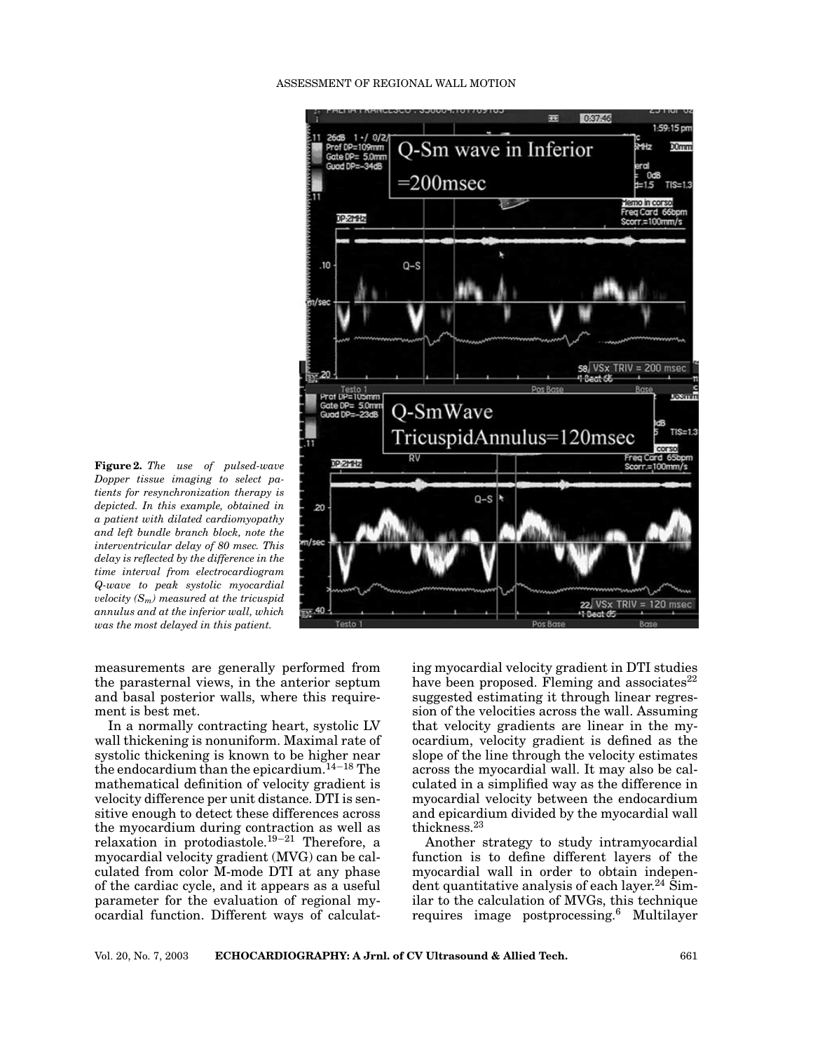**Figure 2.** *The use of pulsed-wave Dopper tissue imaging to select patients for resynchronization therapy is depicted. In this example, obtained in a patient with dilated cardiomyopathy and left bundle branch block, note the interventricular delay of 80 msec. This delay is reflected by the difference in the time interval from electrocardiogram Q-wave to peak systolic myocardial velocity ($S_m$) measured at the tricuspid annulus and at the inferior wall, which was the most delayed in this patient.*

measurements are generally performed from the parasternal views, in the anterior septum and basal posterior walls, where this requirement is best met.

In a normally contracting heart, systolic LV wall thickening is nonuniform. Maximal rate of systolic thickening is known to be higher near the endocardium than the epicardium.[14–18] The mathematical definition of velocity gradient is velocity difference per unit distance. DTI is sensitive enough to detect these differences across the myocardium during contraction as well as relaxation in protodiastole.[19–21] Therefore, a myocardial velocity gradient (MVG) can be calculated from color M-mode DTI at any phase of the cardiac cycle, and it appears as a useful parameter for the evaluation of regional myocardial function. Different ways of calculating myocardial velocity gradient in DTI studies have been proposed. Fleming and associates[22] suggested estimating it through linear regression of the velocities across the wall. Assuming that velocity gradients are linear in the myocardium, velocity gradient is defined as the slope of the line through the velocity estimates across the myocardial wall. It may also be calculated in a simplified way as the difference in myocardial velocity between the endocardium and epicardium divided by the myocardial wall thickness.[23]

Another strategy to study intramyocardial function is to define different layers of the myocardial wall in order to obtain independent quantitative analysis of each layer.[24] Similar to the calculation of MVGs, this technique requires image postprocessing.[6] Multilayer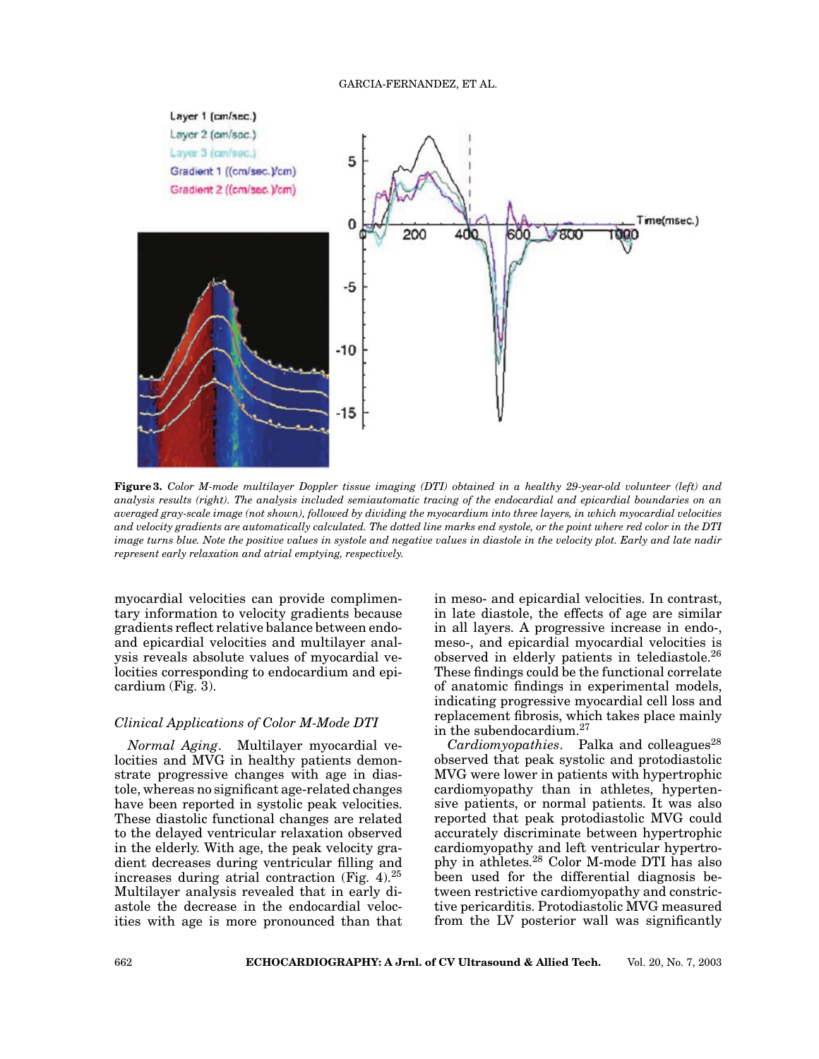**Figure 3.** *Color M-mode multilayer Doppler tissue imaging (DTI) obtained in a healthy 29-year-old volunteer (left) and analysis results (right). The analysis included semiautomatic tracing of the endocardial and epicardial boundaries on an averaged gray-scale image (not shown), followed by dividing the myocardium into three layers, in which myocardial velocities and velocity gradients are automatically calculated. The dotted line marks end systole, or the point where red color in the DTI image turns blue. Note the positive values in systole and negative values in diastole in the velocity plot. Early and late nadir represent early relaxation and atrial emptying, respectively.*

myocardial velocities can provide complimentary information to velocity gradients because gradients reflect relative balance between endo- and epicardial velocities and multilayer analysis reveals absolute values of myocardial velocities corresponding to endocardium and epicardium (Fig. 3).

### Clinical Applications of Color M-Mode DTI

*Normal Aging*. Multilayer myocardial velocities and MVG in healthy patients demonstrate progressive changes with age in diastole, whereas no significant age-related changes have been reported in systolic peak velocities. These diastolic functional changes are related to the delayed ventricular relaxation observed in the elderly. With age, the peak velocity gradient decreases during ventricular filling and increases during atrial contraction (Fig. 4).[25] Multilayer analysis revealed that in early diastole the decrease in the endocardial velocities with age is more pronounced than that in meso- and epicardial velocities. In contrast, in late diastole, the effects of age are similar in all layers. A progressive increase in endo-, meso-, and epicardial myocardial velocities is observed in elderly patients in telediastole.[26] These findings could be the functional correlate of anatomic findings in experimental models, indicating progressive myocardial cell loss and replacement fibrosis, which takes place mainly in the subendocardium.[27]

*Cardiomyopathies*. Palka and colleagues[28] observed that peak systolic and protodiastolic MVG were lower in patients with hypertrophic cardiomyopathy than in athletes, hypertensive patients, or normal patients. It was also reported that peak protodiastolic MVG could accurately discriminate between hypertrophic cardiomyopathy and left ventricular hypertrophy in athletes.[28] Color M-mode DTI has also been used for the differential diagnosis between restrictive cardiomyopathy and constrictive pericarditis. Protodiastolic MVG measured from the LV posterior wall was significantly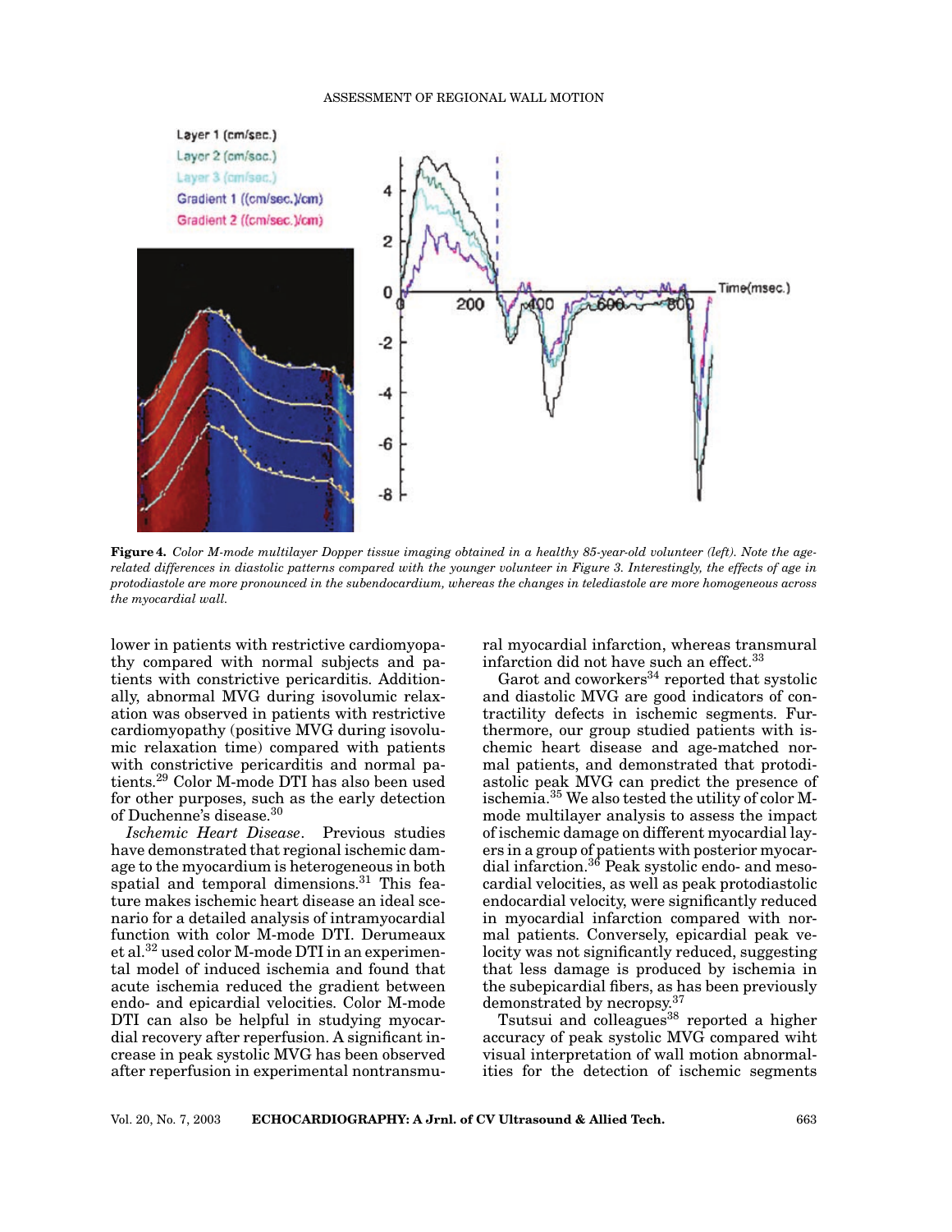**Figure 4.** *Color M-mode multilayer Dopper tissue imaging obtained in a healthy 85-year-old volunteer (left). Note the age-related differences in diastolic patterns compared with the younger volunteer in Figure 3. Interestingly, the effects of age in protodiastole are more pronounced in the subendocardium, whereas the changes in telediastole are more homogeneous across the myocardial wall.*

lower in patients with restrictive cardiomyopathy compared with normal subjects and patients with constrictive pericarditis. Additionally, abnormal MVG during isovolumic relaxation was observed in patients with restrictive cardiomyopathy (positive MVG during isovolumic relaxation time) compared with patients with constrictive pericarditis and normal patients.[29] Color M-mode DTI has also been used for other purposes, such as the early detection of Duchenne's disease.[30]

*Ischemic Heart Disease*. Previous studies have demonstrated that regional ischemic damage to the myocardium is heterogeneous in both spatial and temporal dimensions.[31] This feature makes ischemic heart disease an ideal scenario for a detailed analysis of intramyocardial function with color M-mode DTI. Derumeaux et al.[32] used color M-mode DTI in an experimental model of induced ischemia and found that acute ischemia reduced the gradient between endo- and epicardial velocities. Color M-mode DTI can also be helpful in studying myocardial recovery after reperfusion. A significant increase in peak systolic MVG has been observed after reperfusion in experimental nontransmural myocardial infarction, whereas transmural infarction did not have such an effect.[33]

Garot and coworkers[34] reported that systolic and diastolic MVG are good indicators of contractility defects in ischemic segments. Furthermore, our group studied patients with ischemic heart disease and age-matched normal patients, and demonstrated that protodiastolic peak MVG can predict the presence of ischemia.[35] We also tested the utility of color M-mode multilayer analysis to assess the impact of ischemic damage on different myocardial layers in a group of patients with posterior myocardial infarction.[36] Peak systolic endo- and mesocardial velocities, as well as peak protodiastolic endocardial velocity, were significantly reduced in myocardial infarction compared with normal patients. Conversely, epicardial peak velocity was not significantly reduced, suggesting that less damage is produced by ischemia in the subepicardial fibers, as has been previously demonstrated by necropsy.[37]

Tsutsui and colleagues[38] reported a higher accuracy of peak systolic MVG compared wiht visual interpretation of wall motion abnormalities for the detection of ischemic segments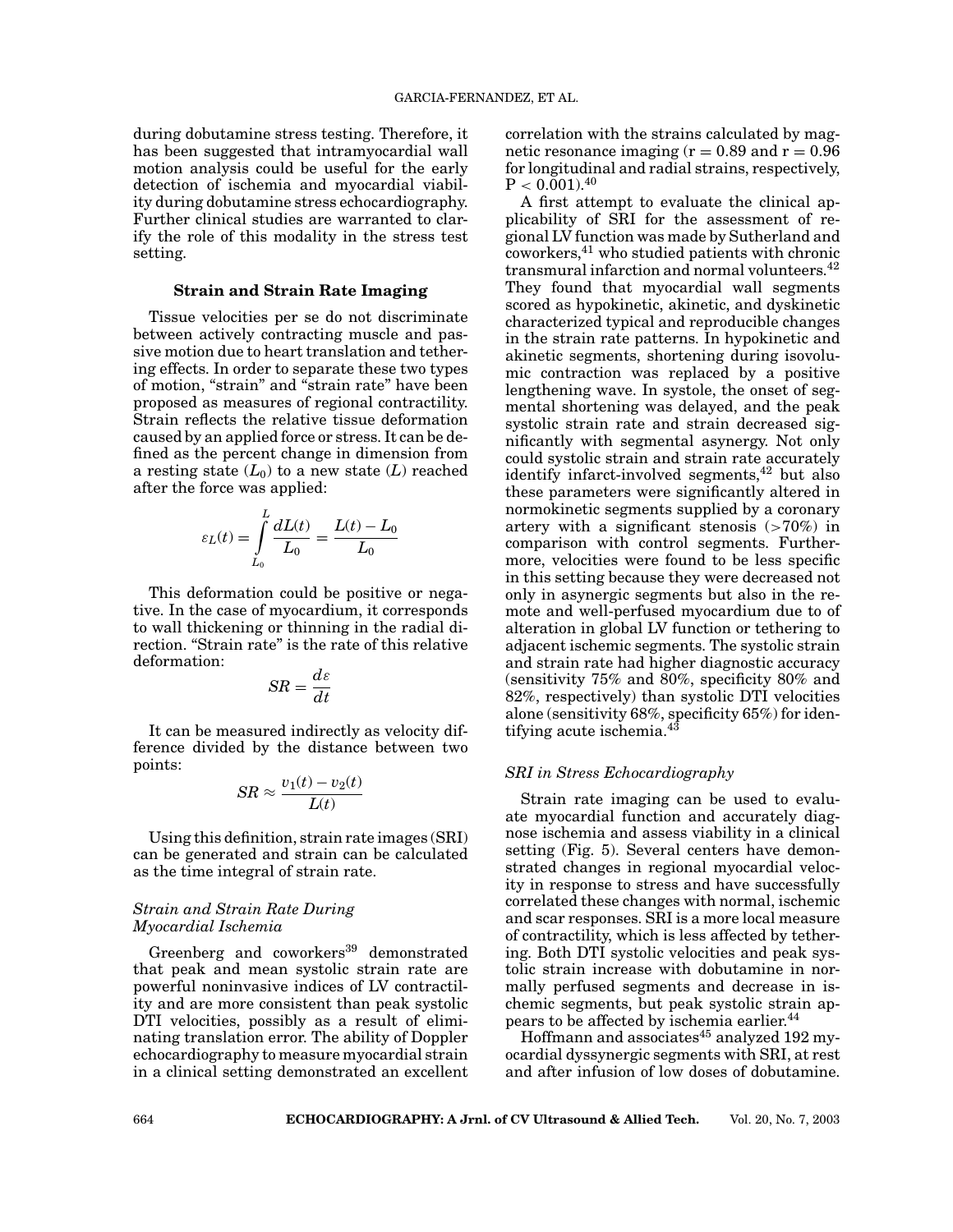during dobutamine stress testing. Therefore, it has been suggested that intramyocardial wall motion analysis could be useful for the early detection of ischemia and myocardial viability during dobutamine stress echocardiography. Further clinical studies are warranted to clarify the role of this modality in the stress test setting.

## Strain and Strain Rate Imaging

Tissue velocities per se do not discriminate between actively contracting muscle and passive motion due to heart translation and tethering effects. In order to separate these two types of motion, "strain" and "strain rate" have been proposed as measures of regional contractility. Strain reflects the relative tissue deformation caused by an applied force or stress. It can be defined as the percent change in dimension from a resting state ($L_0$) to a new state ($L$) reached after the force was applied:

$$\varepsilon_L(t) = \int_{L_0}^{L} \frac{dL(t)}{L_0} = \frac{L(t) - L_0}{L_0}$$

This deformation could be positive or negative. In the case of myocardium, it corresponds to wall thickening or thinning in the radial direction. "Strain rate" is the rate of this relative deformation:

$$SR = \frac{d\varepsilon}{dt}$$

It can be measured indirectly as velocity difference divided by the distance between two points:

$$SR \approx \frac{v_1(t) - v_2(t)}{L(t)}$$

Using this definition, strain rate images (SRI) can be generated and strain can be calculated as the time integral of strain rate.

### *Strain and Strain Rate During Myocardial Ischemia*

Greenberg and coworkers[39] demonstrated that peak and mean systolic strain rate are powerful noninvasive indices of LV contractility and are more consistent than peak systolic DTI velocities, possibly as a result of eliminating translation error. The ability of Doppler echocardiography to measure myocardial strain in a clinical setting demonstrated an excellent correlation with the strains calculated by magnetic resonance imaging ($r = 0.89$ and $r = 0.96$ for longitudinal and radial strains, respectively, $P < 0.001$).[40]

A first attempt to evaluate the clinical applicability of SRI for the assessment of regional LV function was made by Sutherland and coworkers,[41] who studied patients with chronic transmural infarction and normal volunteers.[42] They found that myocardial wall segments scored as hypokinetic, akinetic, and dyskinetic characterized typical and reproducible changes in the strain rate patterns. In hypokinetic and akinetic segments, shortening during isovolumic contraction was replaced by a positive lengthening wave. In systole, the onset of segmental shortening was delayed, and the peak systolic strain rate and strain decreased significantly with segmental asynergy. Not only could systolic strain and strain rate accurately identify infarct-involved segments,[42] but also these parameters were significantly altered in normokinetic segments supplied by a coronary artery with a significant stenosis (>70%) in comparison with control segments. Furthermore, velocities were found to be less specific in this setting because they were decreased not only in asynergic segments but also in the remote and well-perfused myocardium due to of alteration in global LV function or tethering to adjacent ischemic segments. The systolic strain and strain rate had higher diagnostic accuracy (sensitivity 75% and 80%, specificity 80% and 82%, respectively) than systolic DTI velocities alone (sensitivity 68%, specificity 65%) for identifying acute ischemia.[43]

### *SRI in Stress Echocardiography*

Strain rate imaging can be used to evaluate myocardial function and accurately diagnose ischemia and assess viability in a clinical setting (Fig. 5). Several centers have demonstrated changes in regional myocardial velocity in response to stress and have successfully correlated these changes with normal, ischemic and scar responses. SRI is a more local measure of contractility, which is less affected by tethering. Both DTI systolic velocities and peak systolic strain increase with dobutamine in normally perfused segments and decrease in ischemic segments, but peak systolic strain appears to be affected by ischemia earlier.[44]

Hoffmann and associates[45] analyzed 192 myocardial dyssynergic segments with SRI, at rest and after infusion of low doses of dobutamine.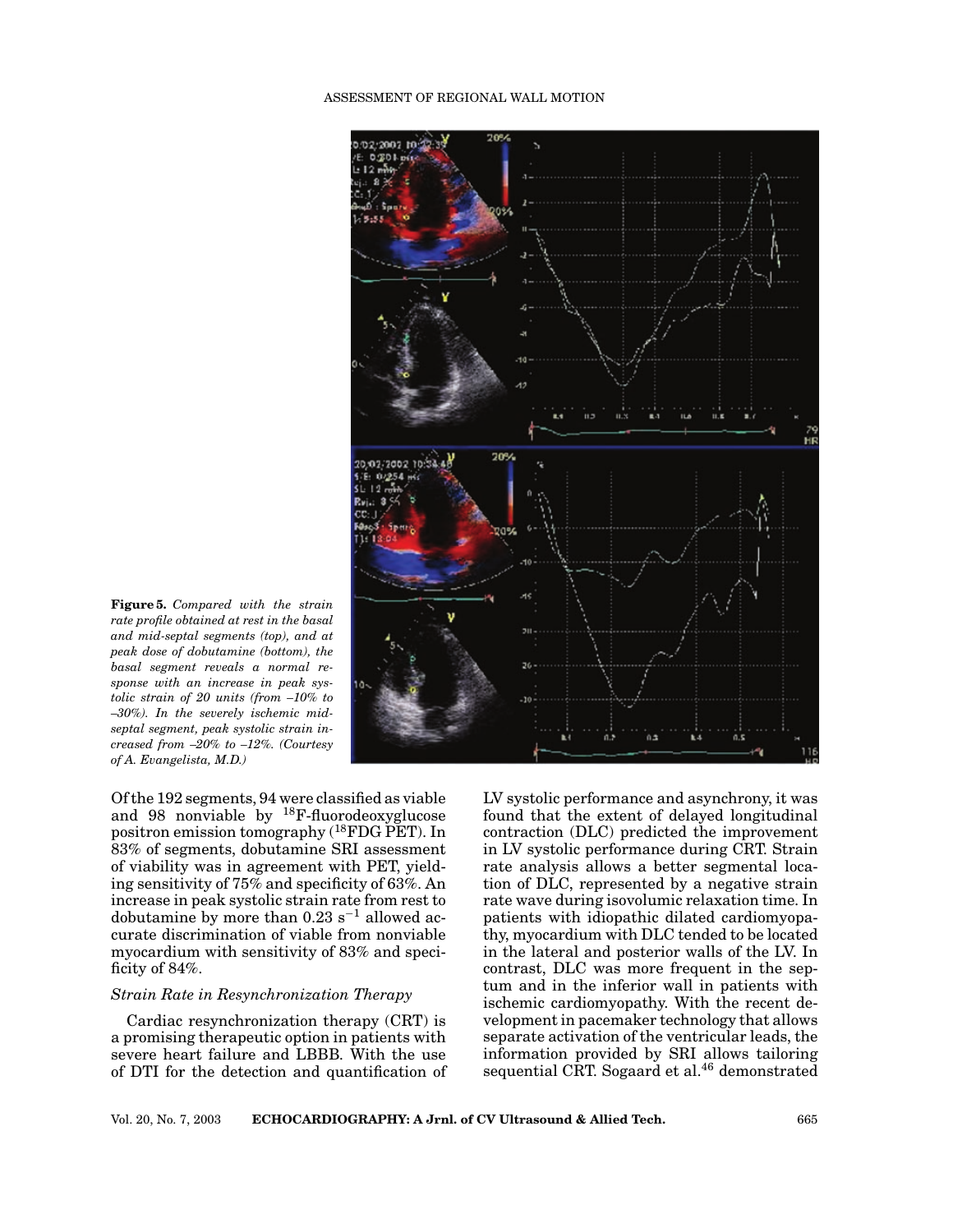**Figure 5.** *Compared with the strain rate profile obtained at rest in the basal and mid-septal segments (top), and at peak dose of dobutamine (bottom), the basal segment reveals a normal response with an increase in peak systolic strain of 20 units (from –10% to –30%). In the severely ischemic mid-septal segment, peak systolic strain increased from –20% to –12%. (Courtesy of A. Evangelista, M.D.)*

Of the 192 segments, 94 were classified as viable and 98 nonviable by $^{18}$F-fluorodeoxyglucose positron emission tomography ($^{18}$FDG PET). In 83% of segments, dobutamine SRI assessment of viability was in agreement with PET, yielding sensitivity of 75% and specificity of 63%. An increase in peak systolic strain rate from rest to dobutamine by more than 0.23 $s^{-1}$ allowed accurate discrimination of viable from nonviable myocardium with sensitivity of 83% and specificity of 84%.

### *Strain Rate in Resynchronization Therapy*

Cardiac resynchronization therapy (CRT) is a promising therapeutic option in patients with severe heart failure and LBBB. With the use of DTI for the detection and quantification of LV systolic performance and asynchrony, it was found that the extent of delayed longitudinal contraction (DLC) predicted the improvement in LV systolic performance during CRT. Strain rate analysis allows a better segmental location of DLC, represented by a negative strain rate wave during isovolumic relaxation time. In patients with idiopathic dilated cardiomyopathy, myocardium with DLC tended to be located in the lateral and posterior walls of the LV. In contrast, DLC was more frequent in the septum and in the inferior wall in patients with ischemic cardiomyopathy. With the recent development in pacemaker technology that allows separate activation of the ventricular leads, the information provided by SRI allows tailoring sequential CRT. Sogaard et al.[46] demonstrated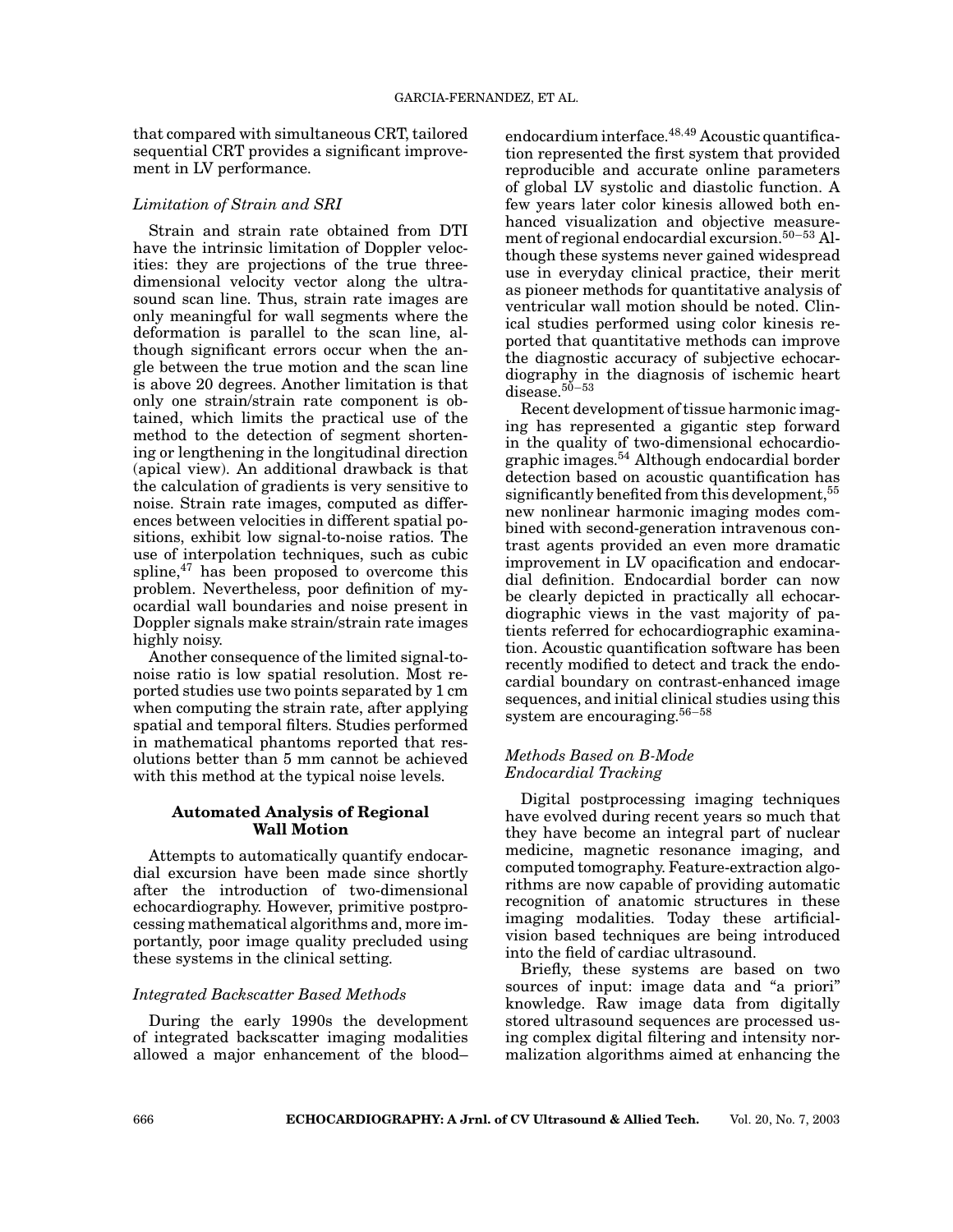that compared with simultaneous CRT, tailored sequential CRT provides a significant improvement in LV performance.

### *Limitation of Strain and SRI*

Strain and strain rate obtained from DTI have the intrinsic limitation of Doppler velocities: they are projections of the true three-dimensional velocity vector along the ultrasound scan line. Thus, strain rate images are only meaningful for wall segments where the deformation is parallel to the scan line, although significant errors occur when the angle between the true motion and the scan line is above 20 degrees. Another limitation is that only one strain/strain rate component is obtained, which limits the practical use of the method to the detection of segment shortening or lengthening in the longitudinal direction (apical view). An additional drawback is that the calculation of gradients is very sensitive to noise. Strain rate images, computed as differences between velocities in different spatial positions, exhibit low signal-to-noise ratios. The use of interpolation techniques, such as cubic spline,[47] has been proposed to overcome this problem. Nevertheless, poor definition of myocardial wall boundaries and noise present in Doppler signals make strain/strain rate images highly noisy.

Another consequence of the limited signal-to-noise ratio is low spatial resolution. Most reported studies use two points separated by 1 cm when computing the strain rate, after applying spatial and temporal filters. Studies performed in mathematical phantoms reported that resolutions better than 5 mm cannot be achieved with this method at the typical noise levels.

## Automated Analysis of Regional Wall Motion

Attempts to automatically quantify endocardial excursion have been made since shortly after the introduction of two-dimensional echocardiography. However, primitive postprocessing mathematical algorithms and, more importantly, poor image quality precluded using these systems in the clinical setting.

### *Integrated Backscatter Based Methods*

During the early 1990s the development of integrated backscatter imaging modalities allowed a major enhancement of the blood–endocardium interface.[48,49] Acoustic quantification represented the first system that provided reproducible and accurate online parameters of global LV systolic and diastolic function. A few years later color kinesis allowed both enhanced visualization and objective measurement of regional endocardial excursion.[50–53] Although these systems never gained widespread use in everyday clinical practice, their merit as pioneer methods for quantitative analysis of ventricular wall motion should be noted. Clinical studies performed using color kinesis reported that quantitative methods can improve the diagnostic accuracy of subjective echocardiography in the diagnosis of ischemic heart disease.[50–53]

Recent development of tissue harmonic imaging has represented a gigantic step forward in the quality of two-dimensional echocardiographic images.[54] Although endocardial border detection based on acoustic quantification has significantly benefited from this development,[55] new nonlinear harmonic imaging modes combined with second-generation intravenous contrast agents provided an even more dramatic improvement in LV opacification and endocardial definition. Endocardial border can now be clearly depicted in practically all echocardiographic views in the vast majority of patients referred for echocardiographic examination. Acoustic quantification software has been recently modified to detect and track the endocardial boundary on contrast-enhanced image sequences, and initial clinical studies using this system are encouraging.[56–58]

### *Methods Based on B-Mode Endocardial Tracking*

Digital postprocessing imaging techniques have evolved during recent years so much that they have become an integral part of nuclear medicine, magnetic resonance imaging, and computed tomography. Feature-extraction algorithms are now capable of providing automatic recognition of anatomic structures in these imaging modalities. Today these artificial-vision based techniques are being introduced into the field of cardiac ultrasound.

Briefly, these systems are based on two sources of input: image data and "a priori" knowledge. Raw image data from digitally stored ultrasound sequences are processed using complex digital filtering and intensity normalization algorithms aimed at enhancing the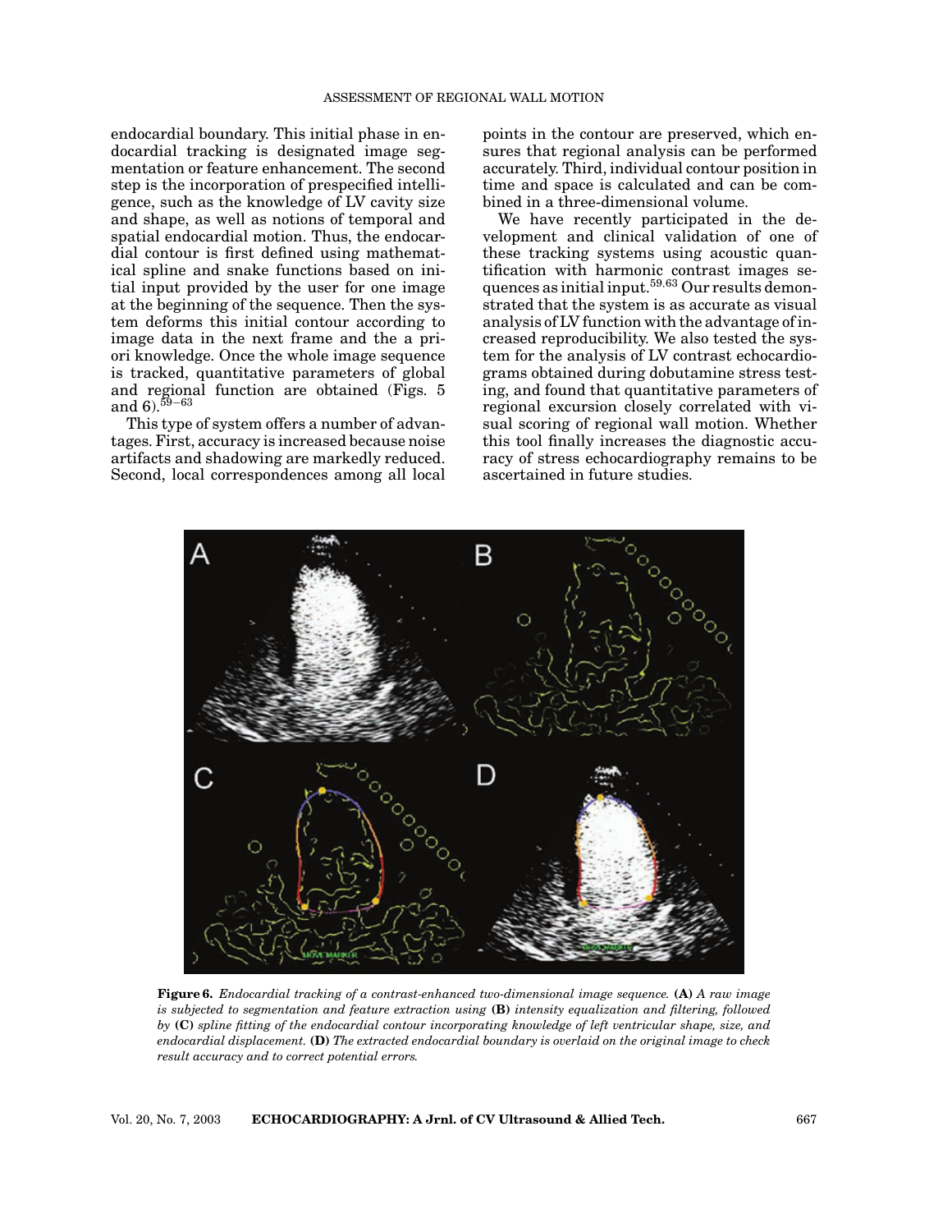endocardial boundary. This initial phase in endocardial tracking is designated image segmentation or feature enhancement. The second step is the incorporation of prespecified intelligence, such as the knowledge of LV cavity size and shape, as well as notions of temporal and spatial endocardial motion. Thus, the endocardial contour is first defined using mathematical spline and snake functions based on initial input provided by the user for one image at the beginning of the sequence. Then the system deforms this initial contour according to image data in the next frame and the a priori knowledge. Once the whole image sequence is tracked, quantitative parameters of global and regional function are obtained (Figs. 5 and 6).[59–63]

This type of system offers a number of advantages. First, accuracy is increased because noise artifacts and shadowing are markedly reduced. Second, local correspondences among all local points in the contour are preserved, which ensures that regional analysis can be performed accurately. Third, individual contour position in time and space is calculated and can be combined in a three-dimensional volume.

We have recently participated in the development and clinical validation of one of these tracking systems using acoustic quantification with harmonic contrast images sequences as initial input.[59,63] Our results demonstrated that the system is as accurate as visual analysis of LV function with the advantage of increased reproducibility. We also tested the system for the analysis of LV contrast echocardiograms obtained during dobutamine stress testing, and found that quantitative parameters of regional excursion closely correlated with visual scoring of regional wall motion. Whether this tool finally increases the diagnostic accuracy of stress echocardiography remains to be ascertained in future studies.

**Figure 6.** *Endocardial tracking of a contrast-enhanced two-dimensional image sequence.* **(A)** *A raw image is subjected to segmentation and feature extraction using* **(B)** *intensity equalization and filtering, followed by* **(C)** *spline fitting of the endocardial contour incorporating knowledge of left ventricular shape, size, and endocardial displacement.* **(D)** *The extracted endocardial boundary is overlaid on the original image to check result accuracy and to correct potential errors.*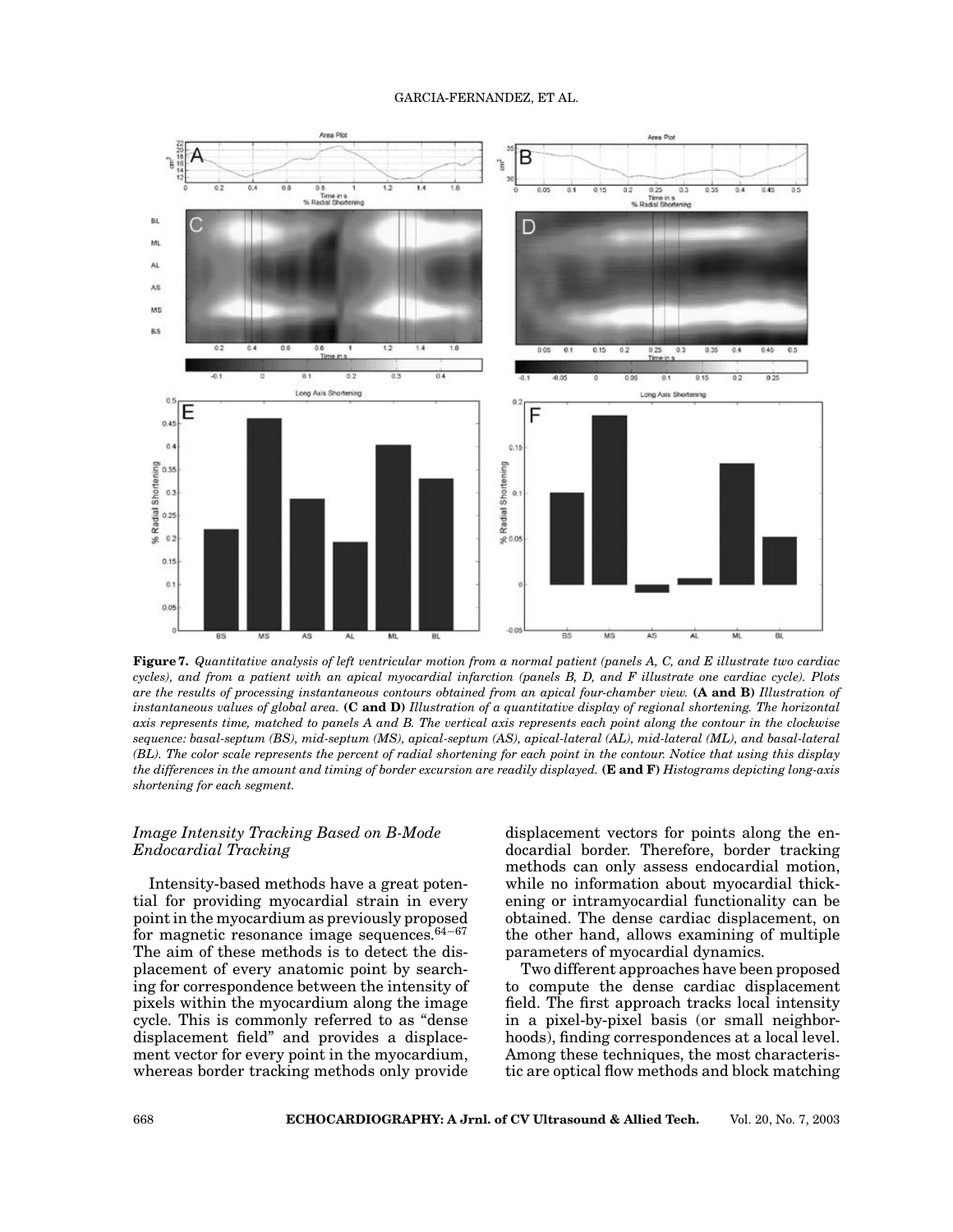**Figure 7.** *Quantitative analysis of left ventricular motion from a normal patient (panels A, C, and E illustrate two cardiac cycles), and from a patient with an apical myocardial infarction (panels B, D, and F illustrate one cardiac cycle). Plots are the results of processing instantaneous contours obtained from an apical four-chamber view.* **(A and B)** *Illustration of instantaneous values of global area.* **(C and D)** *Illustration of a quantitative display of regional shortening. The horizontal axis represents time, matched to panels A and B. The vertical axis represents each point along the contour in the clockwise sequence: basal-septum (BS), mid-septum (MS), apical-septum (AS), apical-lateral (AL), mid-lateral (ML), and basal-lateral (BL). The color scale represents the percent of radial shortening for each point in the contour. Notice that using this display the differences in the amount and timing of border excursion are readily displayed.* **(E and F)** *Histograms depicting long-axis shortening for each segment.*

### *Image Intensity Tracking Based on B-Mode Endocardial Tracking*

Intensity-based methods have a great potential for providing myocardial strain in every point in the myocardium as previously proposed for magnetic resonance image sequences.[64–67] The aim of these methods is to detect the displacement of every anatomic point by searching for correspondence between the intensity of pixels within the myocardium along the image cycle. This is commonly referred to as "dense displacement field" and provides a displacement vector for every point in the myocardium, whereas border tracking methods only provide displacement vectors for points along the endocardial border. Therefore, border tracking methods can only assess endocardial motion, while no information about myocardial thickening or intramyocardial functionality can be obtained. The dense cardiac displacement, on the other hand, allows examining of multiple parameters of myocardial dynamics.

Two different approaches have been proposed to compute the dense cardiac displacement field. The first approach tracks local intensity in a pixel-by-pixel basis (or small neighborhoods), finding correspondences at a local level. Among these techniques, the most characteristic are optical flow methods and block matching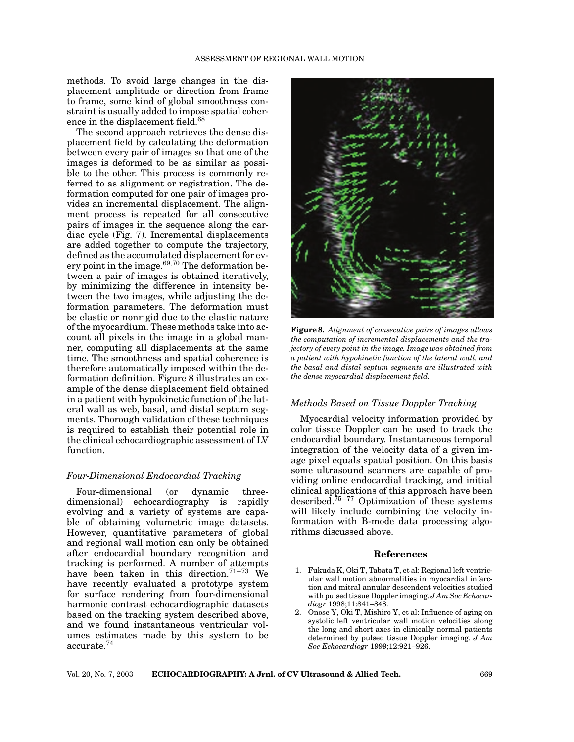methods. To avoid large changes in the displacement amplitude or direction from frame to frame, some kind of global smoothness constraint is usually added to impose spatial coherence in the displacement field.[68]

The second approach retrieves the dense displacement field by calculating the deformation between every pair of images so that one of the images is deformed to be as similar as possible to the other. This process is commonly referred to as alignment or registration. The deformation computed for one pair of images provides an incremental displacement. The alignment process is repeated for all consecutive pairs of images in the sequence along the cardiac cycle (Fig. 7). Incremental displacements are added together to compute the trajectory, defined as the accumulated displacement for every point in the image.[69,70] The deformation between a pair of images is obtained iteratively, by minimizing the difference in intensity between the two images, while adjusting the deformation parameters. The deformation must be elastic or nonrigid due to the elastic nature of the myocardium. These methods take into account all pixels in the image in a global manner, computing all displacements at the same time. The smoothness and spatial coherence is therefore automatically imposed within the deformation definition. Figure 8 illustrates an example of the dense displacement field obtained in a patient with hypokinetic function of the lateral wall as web, basal, and distal septum segments. Thorough validation of these techniques is required to establish their potential role in the clinical echocardiographic assessment of LV function.

**Figure 8.** *Alignment of consecutive pairs of images allows the computation of incremental displacements and the trajectory of every point in the image. Image was obtained from a patient with hypokinetic function of the lateral wall, and the basal and distal septum segments are illustrated with the dense myocardial displacement field.*

### *Four-Dimensional Endocardial Tracking*

Four-dimensional (or dynamic three-dimensional) echocardiography is rapidly evolving and a variety of systems are capable of obtaining volumetric image datasets. However, quantitative parameters of global and regional wall motion can only be obtained after endocardial boundary recognition and tracking is performed. A number of attempts have been taken in this direction.[71–73] We have recently evaluated a prototype system for surface rendering from four-dimensional harmonic contrast echocardiographic datasets based on the tracking system described above, and we found instantaneous ventricular volumes estimates made by this system to be accurate.[74]

### *Methods Based on Tissue Doppler Tracking*

Myocardial velocity information provided by color tissue Doppler can be used to track the endocardial boundary. Instantaneous temporal integration of the velocity data of a given image pixel equals spatial position. On this basis some ultrasound scanners are capable of providing online endocardial tracking, and initial clinical applications of this approach have been described.[75–77] Optimization of these systems will likely include combining the velocity information with B-mode data processing algorithms discussed above.

## References

1. Fukuda K, Oki T, Tabata T, et al: Regional left ventricular wall motion abnormalities in myocardial infarction and mitral annular descendent velocities studied with pulsed tissue Doppler imaging. *J Am Soc Echocardiogr* 1998;11:841–848.
2. Onose Y, Oki T, Mishiro Y, et al: Influence of aging on systolic left ventricular wall motion velocities along the long and short axes in clinically normal patients determined by pulsed tissue Doppler imaging. *J Am Soc Echocardiogr* 1999;12:921–926.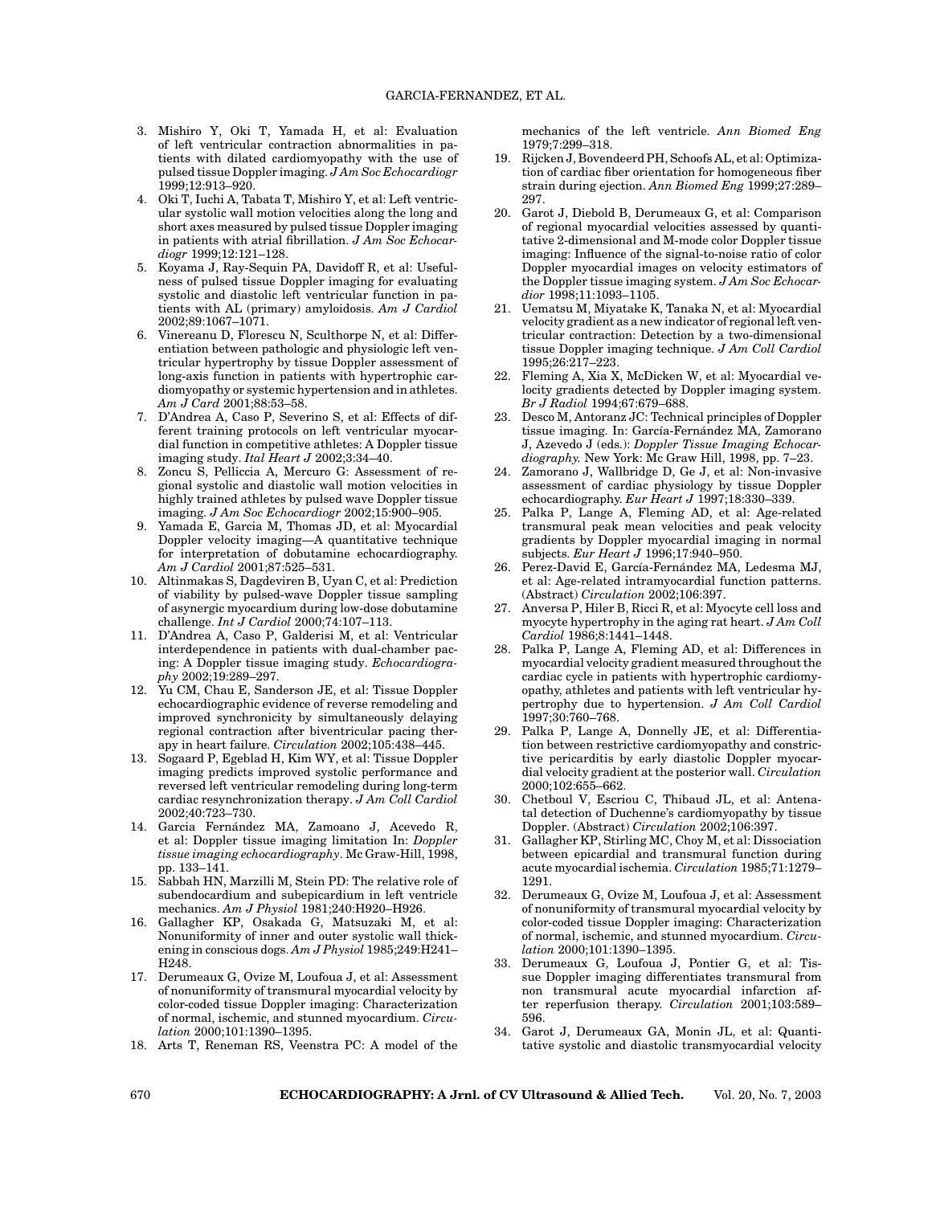3. Mishiro Y, Oki T, Yamada H, et al: Evaluation of left ventricular contraction abnormalities in patients with dilated cardiomyopathy with the use of pulsed tissue Doppler imaging. *J Am Soc Echocardiogr* 1999;12:913–920.
4. Oki T, Iuchi A, Tabata T, Mishiro Y, et al: Left ventricular systolic wall motion velocities along the long and short axes measured by pulsed tissue Doppler imaging in patients with atrial fibrillation. *J Am Soc Echocardiogr* 1999;12:121–128.
5. Koyama J, Ray-Sequin PA, Davidoff R, et al: Usefulness of pulsed tissue Doppler imaging for evaluating systolic and diastolic left ventricular function in patients with AL (primary) amyloidosis. *Am J Cardiol* 2002;89:1067–1071.
6. Vinereanu D, Florescu N, Sculthorpe N, et al: Differentiation between pathologic and physiologic left ventricular hypertrophy by tissue Doppler assessment of long-axis function in patients with hypertrophic cardiomyopathy or systemic hypertension and in athletes. *Am J Card* 2001;88:53–58.
7. D'Andrea A, Caso P, Severino S, et al: Effects of different training protocols on left ventricular myocardial function in competitive athletes: A Doppler tissue imaging study. *Ital Heart J* 2002;3:34–40.
8. Zoncu S, Pelliccia A, Mercuro G: Assessment of regional systolic and diastolic wall motion velocities in highly trained athletes by pulsed wave Doppler tissue imaging. *J Am Soc Echocardiogr* 2002;15:900–905.
9. Yamada E, Garcia M, Thomas JD, et al: Myocardial Doppler velocity imaging—A quantitative technique for interpretation of dobutamine echocardiography. *Am J Cardiol* 2001;87:525–531.
10. Altinmakas S, Dagdeviren B, Uyan C, et al: Prediction of viability by pulsed-wave Doppler tissue sampling of asynergic myocardium during low-dose dobutamine challenge. *Int J Cardiol* 2000;74:107–113.
11. D'Andrea A, Caso P, Galderisi M, et al: Ventricular interdependence in patients with dual-chamber pacing: A Doppler tissue imaging study. *Echocardiography* 2002;19:289–297.
12. Yu CM, Chau E, Sanderson JE, et al: Tissue Doppler echocardiographic evidence of reverse remodeling and improved synchronicity by simultaneously delaying regional contraction after biventricular pacing therapy in heart failure. *Circulation* 2002;105:438–445.
13. Sogaard P, Egeblad H, Kim WY, et al: Tissue Doppler imaging predicts improved systolic performance and reversed left ventricular remodeling during long-term cardiac resynchronization therapy. *J Am Coll Cardiol* 2002;40:723–730.
14. Garcia Fernández MA, Zamoano J, Acevedo R, et al: Doppler tissue imaging limitation In: *Doppler tissue imaging echocardiography*. Mc Graw-Hill, 1998, pp. 133–141.
15. Sabbah HN, Marzilli M, Stein PD: The relative role of subendocardium and subepicardium in left ventricle mechanics. *Am J Physiol* 1981;240:H920–H926.
16. Gallagher KP, Osakada G, Matsuzaki M, et al: Nonuniformity of inner and outer systolic wall thickening in conscious dogs. *Am J Physiol* 1985;249:H241–H248.
17. Derumeaux G, Ovize M, Loufoua J, et al: Assessment of nonuniformity of transmural myocardial velocity by color-coded tissue Doppler imaging: Characterization of normal, ischemic, and stunned myocardium. *Circulation* 2000;101:1390–1395.
18. Arts T, Reneman RS, Veenstra PC: A model of the mechanics of the left ventricle. *Ann Biomed Eng* 1979;7:299–318.
19. Rijcken J, Bovendeerd PH, Schoofs AL, et al: Optimization of cardiac fiber orientation for homogeneous fiber strain during ejection. *Ann Biomed Eng* 1999;27:289–297.
20. Garot J, Diebold B, Derumeaux G, et al: Comparison of regional myocardial velocities assessed by quantitative 2-dimensional and M-mode color Doppler tissue imaging: Influence of the signal-to-noise ratio of color Doppler myocardial images on velocity estimators of the Doppler tissue imaging system. *J Am Soc Echocardior* 1998;11:1093–1105.
21. Uematsu M, Miyatake K, Tanaka N, et al: Myocardial velocity gradient as a new indicator of regional left ventricular contraction: Detection by a two-dimensional tissue Doppler imaging technique. *J Am Coll Cardiol* 1995;26:217–223.
22. Fleming A, Xia X, McDicken W, et al: Myocardial velocity gradients detected by Doppler imaging system. *Br J Radiol* 1994;67:679–688.
23. Desco M, Antoranz JC: Technical principles of Doppler tissue imaging. In: García-Fernández MA, Zamorano J, Azevedo J (eds.): *Doppler Tissue Imaging Echocardiography.* New York: Mc Graw Hill, 1998, pp. 7–23.
24. Zamorano J, Wallbridge D, Ge J, et al: Non-invasive assessment of cardiac physiology by tissue Doppler echocardiography. *Eur Heart J* 1997;18:330–339.
25. Palka P, Lange A, Fleming AD, et al: Age-related transmural peak mean velocities and peak velocity gradients by Doppler myocardial imaging in normal subjects. *Eur Heart J* 1996;17:940–950.
26. Perez-David E, García-Fernández MA, Ledesma MJ, et al: Age-related intramyocardial function patterns. (Abstract) *Circulation* 2002;106:397.
27. Anversa P, Hiler B, Ricci R, et al: Myocyte cell loss and myocyte hypertrophy in the aging rat heart. *J Am Coll Cardiol* 1986;8:1441–1448.
28. Palka P, Lange A, Fleming AD, et al: Differences in myocardial velocity gradient measured throughout the cardiac cycle in patients with hypertrophic cardiomyopathy, athletes and patients with left ventricular hypertrophy due to hypertension. *J Am Coll Cardiol* 1997;30:760–768.
29. Palka P, Lange A, Donnelly JE, et al: Differentiation between restrictive cardiomyopathy and constrictive pericarditis by early diastolic Doppler myocardial velocity gradient at the posterior wall. *Circulation* 2000;102:655–662.
30. Chetboul V, Escriou C, Thibaud JL, et al: Antenatal detection of Duchenne's cardiomyopathy by tissue Doppler. (Abstract) *Circulation* 2002;106:397.
31. Gallagher KP, Stirling MC, Choy M, et al: Dissociation between epicardial and transmural function during acute myocardial ischemia. *Circulation* 1985;71:1279–1291.
32. Derumeaux G, Ovize M, Loufoua J, et al: Assessment of nonuniformity of transmural myocardial velocity by color-coded tissue Doppler imaging: Characterization of normal, ischemic, and stunned myocardium. *Circulation* 2000;101:1390–1395.
33. Derumeaux G, Loufoua J, Pontier G, et al: Tissue Doppler imaging differentiates transmural from non transmural acute myocardial infarction after reperfusion therapy. *Circulation* 2001;103:589–596.
34. Garot J, Derumeaux GA, Monin JL, et al: Quantitative systolic and diastolic transmyocardial velocity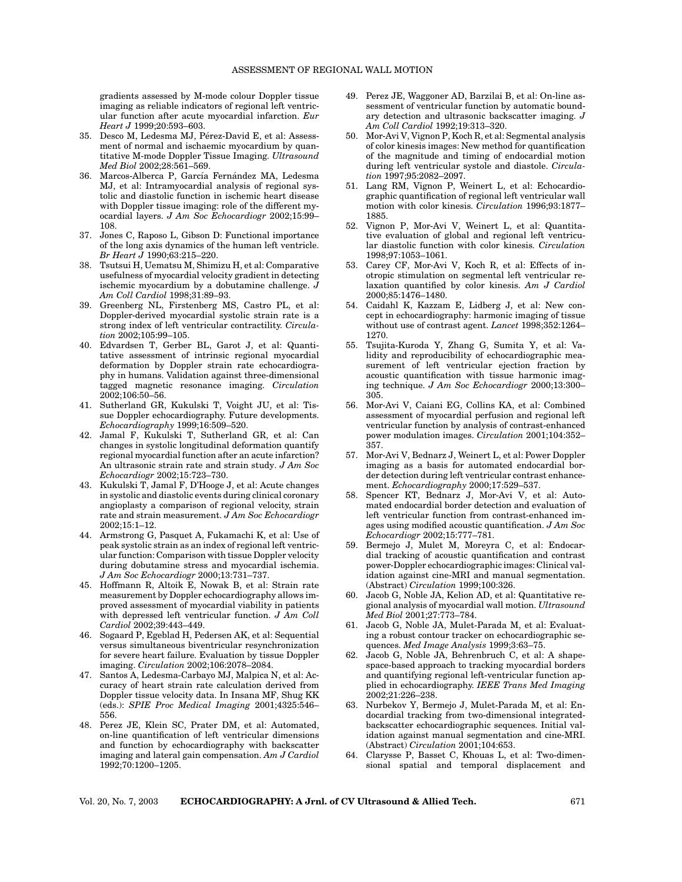gradients assessed by M-mode colour Doppler tissue imaging as reliable indicators of regional left ventricular function after acute myocardial infarction. *Eur Heart J* 1999;20:593–603.

35. Desco M, Ledesma MJ, Pérez-David E, et al: Assessment of normal and ischaemic myocardium by quantitative M-mode Doppler Tissue Imaging. *Ultrasound Med Biol* 2002;28:561–569.
36. Marcos-Alberca P, García Fernández MA, Ledesma MJ, et al: Intramyocardial analysis of regional systolic and diastolic function in ischemic heart disease with Doppler tissue imaging: role of the different myocardial layers. *J Am Soc Echocardiogr* 2002;15:99–108.
37. Jones C, Raposo L, Gibson D: Functional importance of the long axis dynamics of the human left ventricle. *Br Heart J* 1990;63:215–220.
38. Tsutsui H, Uematsu M, Shimizu H, et al: Comparative usefulness of myocardial velocity gradient in detecting ischemic myocardium by a dobutamine challenge. *J Am Coll Cardiol* 1998;31:89–93.
39. Greenberg NL, Firstenberg MS, Castro PL, et al: Doppler-derived myocardial systolic strain rate is a strong index of left ventricular contractility. *Circulation* 2002;105:99–105.
40. Edvardsen T, Gerber BL, Garot J, et al: Quantitative assessment of intrinsic regional myocardial deformation by Doppler strain rate echocardiography in humans. Validation against three-dimensional tagged magnetic resonance imaging. *Circulation* 2002;106:50–56.
41. Sutherland GR, Kukulski T, Voight JU, et al: Tissue Doppler echocardiography. Future developments. *Echocardiography* 1999;16:509–520.
42. Jamal F, Kukulski T, Sutherland GR, et al: Can changes in systolic longitudinal deformation quantify regional myocardial function after an acute infarction? An ultrasonic strain rate and strain study. *J Am Soc Echocardiogr* 2002;15:723–730.
43. Kukulski T, Jamal F, D'Hooge J, et al: Acute changes in systolic and diastolic events during clinical coronary angioplasty a comparison of regional velocity, strain rate and strain measurement. *J Am Soc Echocardiogr* 2002;15:1–12.
44. Armstrong G, Pasquet A, Fukamachi K, et al: Use of peak systolic strain as an index of regional left ventricular function: Comparison with tissue Doppler velocity during dobutamine stress and myocardial ischemia. *J Am Soc Echocardiogr* 2000;13:731–737.
45. Hoffmann R, Altoik E, Nowak B, et al: Strain rate measurement by Doppler echocardiography allows improved assessment of myocardial viability in patients with depressed left ventricular function. *J Am Coll Cardiol* 2002;39:443–449.
46. Sogaard P, Egeblad H, Pedersen AK, et al: Sequential versus simultaneous biventricular resynchronization for severe heart failure. Evaluation by tissue Doppler imaging. *Circulation* 2002;106:2078–2084.
47. Santos A, Ledesma-Carbayo MJ, Malpica N, et al: Accuracy of heart strain rate calculation derived from Doppler tissue velocity data. In Insana MF, Shug KK (eds.): *SPIE Proc Medical Imaging* 2001;4325:546–556.
48. Perez JE, Klein SC, Prater DM, et al: Automated, on-line quantification of left ventricular dimensions and function by echocardiography with backscatter imaging and lateral gain compensation. *Am J Cardiol* 1992;70:1200–1205.
49. Perez JE, Waggoner AD, Barzilai B, et al: On-line assessment of ventricular function by automatic boundary detection and ultrasonic backscatter imaging. *J Am Coll Cardiol* 1992;19:313–320.
50. Mor-Avi V, Vignon P, Koch R, et al: Segmental analysis of color kinesis images: New method for quantification of the magnitude and timing of endocardial motion during left ventricular systole and diastole. *Circulation* 1997;95:2082–2097.
51. Lang RM, Vignon P, Weinert L, et al: Echocardiographic quantification of regional left ventricular wall motion with color kinesis. *Circulation* 1996;93:1877–1885.
52. Vignon P, Mor-Avi V, Weinert L, et al: Quantitative evaluation of global and regional left ventricular diastolic function with color kinesis. *Circulation* 1998;97:1053–1061.
53. Carey CF, Mor-Avi V, Koch R, et al: Effects of inotropic stimulation on segmental left ventricular relaxation quantified by color kinesis. *Am J Cardiol* 2000;85:1476–1480.
54. Caidahl K, Kazzam E, Lidberg J, et al: New concept in echocardiography: harmonic imaging of tissue without use of contrast agent. *Lancet* 1998;352:1264–1270.
55. Tsujita-Kuroda Y, Zhang G, Sumita Y, et al: Validity and reproducibility of echocardiographic measurement of left ventricular ejection fraction by acoustic quantification with tissue harmonic imaging technique. *J Am Soc Echocardiogr* 2000;13:300–305.
56. Mor-Avi V, Caiani EG, Collins KA, et al: Combined assessment of myocardial perfusion and regional left ventricular function by analysis of contrast-enhanced power modulation images. *Circulation* 2001;104:352–357.
57. Mor-Avi V, Bednarz J, Weinert L, et al: Power Doppler imaging as a basis for automated endocardial border detection during left ventricular contrast enhancement. *Echocardiography* 2000;17:529–537.
58. Spencer KT, Bednarz J, Mor-Avi V, et al: Automated endocardial border detection and evaluation of left ventricular function from contrast-enhanced images using modified acoustic quantification. *J Am Soc Echocardiogr* 2002;15:777–781.
59. Bermejo J, Mulet M, Moreyra C, et al: Endocardial tracking of acoustic quantification and contrast power-Doppler echocardiographic images: Clinical validation against cine-MRI and manual segmentation. (Abstract) *Circulation* 1999;100:326.
60. Jacob G, Noble JA, Kelion AD, et al: Quantitative regional analysis of myocardial wall motion. *Ultrasound Med Biol* 2001;27:773–784.
61. Jacob G, Noble JA, Mulet-Parada M, et al: Evaluating a robust contour tracker on echocardiographic sequences. *Med Image Analysis* 1999;3:63–75.
62. Jacob G, Noble JA, Behrenbruch C, et al: A shape-space-based approach to tracking myocardial borders and quantifying regional left-ventricular function applied in echocardiography. *IEEE Trans Med Imaging* 2002;21:226–238.
63. Nurbekov Y, Bermejo J, Mulet-Parada M, et al: Endocardial tracking from two-dimensional integrated-backscatter echocardiographic sequences. Initial validation against manual segmentation and cine-MRI. (Abstract) *Circulation* 2001;104:653.
64. Clarysse P, Basset C, Khouas L, et al: Two-dimensional spatial and temporal displacement and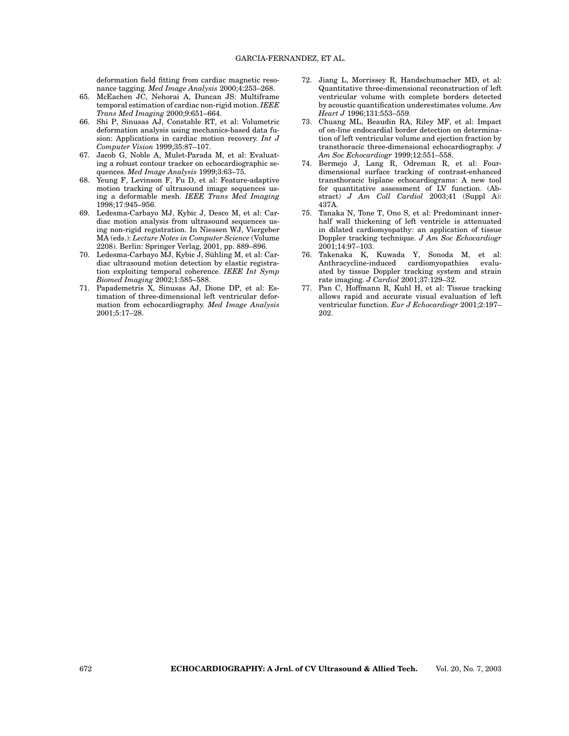deformation field fitting from cardiac magnetic resonance tagging. *Med Image Analysis* 2000;4:253–268.

65. McEachen JC, Nehorai A, Duncan JS: Multiframe temporal estimation of cardiac non-rigid motion. *IEEE Trans Med Imaging* 2000;9:651–664.
66. Shi P, Sinusas AJ, Constable RT, et al: Volumetric deformation analysis using mechanics-based data fusion: Applications in cardiac motion recovery. *Int J Computer Vision* 1999;35:87–107.
67. Jacob G, Noble A, Mulet-Parada M, et al: Evaluating a robust contour tracker on echocardiographic sequences. *Med Image Analysis* 1999;3:63–75.
68. Yeung F, Levinson F, Fu D, et al: Feature-adaptive motion tracking of ultrasound image sequences using a deformable mesh. *IEEE Trans Med Imaging* 1998;17:945–956.
69. Ledesma-Carbayo MJ, Kybic J, Desco M, et al: Cardiac motion analysis from ultrasound sequences using non-rigid registration. In Niessen WJ, Viergeber MA (eds.): *Lecture Notes in Computer Science* (Volume 2208). Berlin: Springer Verlag, 2001, pp. 889–896.
70. Ledesma-Carbayo MJ, Kybic J, Sühling M, et al: Cardiac ultrasound motion detection by elastic registration exploiting temporal coherence. *IEEE Int Symp Biomed Imaging* 2002;1:585–588.
71. Papademetris X, Sinusas AJ, Dione DP, et al: Estimation of three-dimensional left ventricular deformation from echocardiography. *Med Image Analysis* 2001;5:17–28.
72. Jiang L, Morrissey R, Handschumacher MD, et al: Quantitative three-dimensional reconstruction of left ventricular volume with complete borders detected by acoustic quantification underestimates volume. *Am Heart J* 1996;131:553–559.
73. Chuang ML, Beaudin RA, Riley MF, et al: Impact of on-line endocardial border detection on determination of left ventricular volume and ejection fraction by transthoracic three-dimensional echocardiography. *J Am Soc Echocardiogr* 1999;12:551–558.
74. Bermejo J, Lang R, Odreman R, et al: Four-dimensional surface tracking of contrast-enhanced transthoracic biplane echocardiograms: A new tool for quantitative assessment of LV function. (Abstract) *J Am Coll Cardiol* 2003;41 (Suppl A): 437A.
75. Tanaka N, Tone T, Ono S, et al: Predominant inner-half wall thickening of left ventricle is attenuated in dilated cardiomyopathy: an application of tissue Doppler tracking technique. *J Am Soc Echocardiogr* 2001;14:97–103.
76. Takenaka K, Kuwada Y, Sonoda M, et al: Anthracycline-induced cardiomyopathies evaluated by tissue Doppler tracking system and strain rate imaging. *J Cardiol* 2001;37:129–32.
77. Pan C, Hoffmann R, Kuhl H, et al: Tissue tracking allows rapid and accurate visual evaluation of left ventricular function. *Eur J Echocardiogr* 2001;2:197–202.